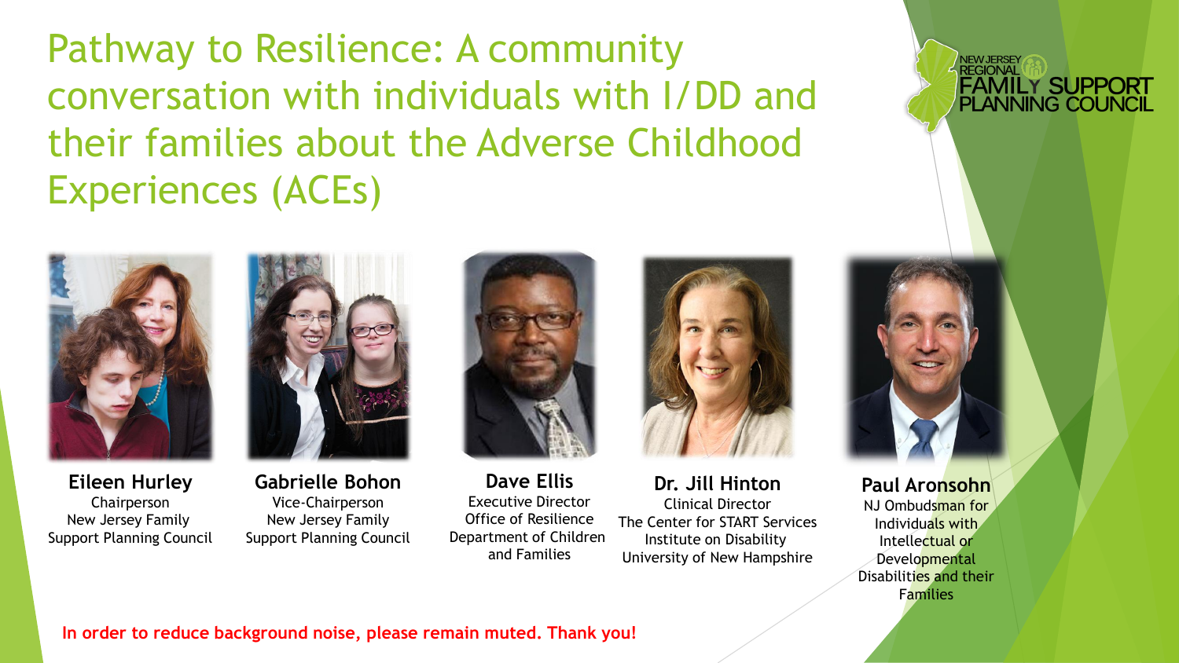# Pathway to Resilience: A community conversation with individuals with I/DD and their families about the Adverse Childhood Experiences (ACEs)

NEW JERSEY REGIONAL FAMILY SUPPORT PLANNING COUNCIL

**Eileen Hurley**
Chairperson
New Jersey Family Support Planning Council

**Gabrielle Bohon**
Vice-Chairperson
New Jersey Family Support Planning Council

**Dave Ellis**
Executive Director
Office of Resilience
Department of Children and Families

**Dr. Jill Hinton**
Clinical Director
The Center for START Services
Institute on Disability
University of New Hampshire

**Paul Aronsohn**
NJ Ombudsman for Individuals with Intellectual or Developmental Disabilities and their Families

**In order to reduce background noise, please remain muted. Thank you!**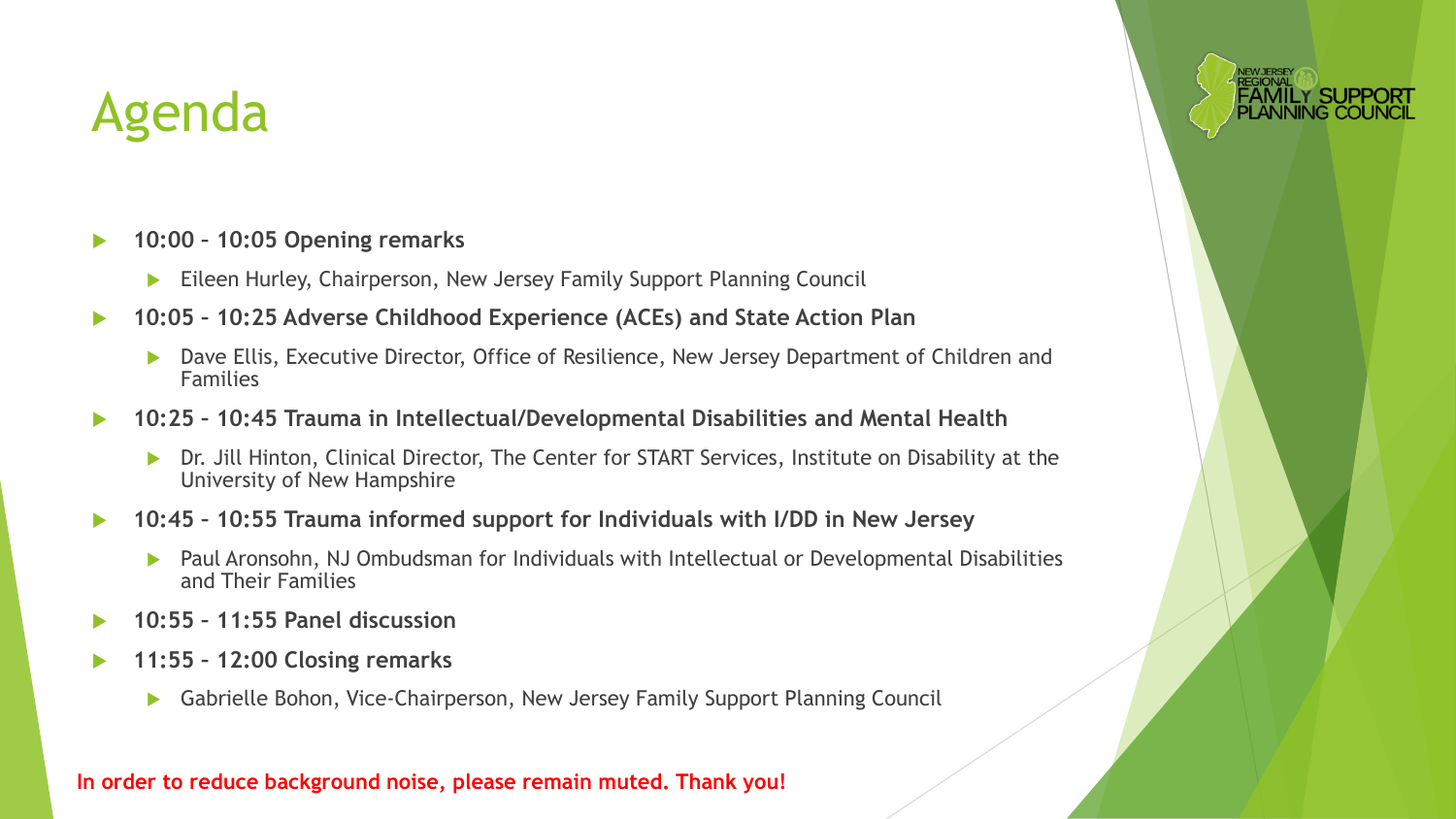# Agenda

- **10:00 – 10:05 Opening remarks**
  - Eileen Hurley, Chairperson, New Jersey Family Support Planning Council
- **10:05 – 10:25 Adverse Childhood Experience (ACEs) and State Action Plan**
  - Dave Ellis, Executive Director, Office of Resilience, New Jersey Department of Children and Families
- **10:25 – 10:45 Trauma in Intellectual/Developmental Disabilities and Mental Health**
  - Dr. Jill Hinton, Clinical Director, The Center for START Services, Institute on Disability at the University of New Hampshire
- **10:45 – 10:55 Trauma informed support for Individuals with I/DD in New Jersey**
  - Paul Aronsohn, NJ Ombudsman for Individuals with Intellectual or Developmental Disabilities and Their Families
- **10:55 – 11:55 Panel discussion**
- **11:55 – 12:00 Closing remarks**
  - Gabrielle Bohon, Vice-Chairperson, New Jersey Family Support Planning Council

**In order to reduce background noise, please remain muted. Thank you!**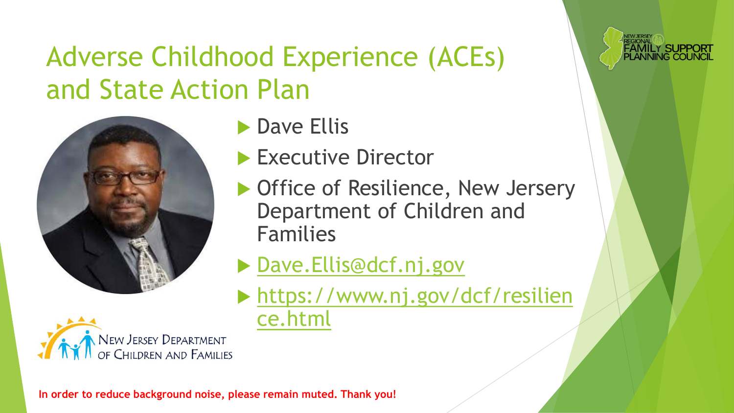# Adverse Childhood Experience (ACEs) and State Action Plan

- Dave Ellis
- Executive Director
- Office of Resilience, New Jersery Department of Children and Families
- [Dave.Ellis@dcf.nj.gov](mailto:Dave.Ellis@dcf.nj.gov)
- [https://www.nj.gov/dcf/resilience.html](https://www.nj.gov/dcf/resilience.html)

New Jersey Department of Children and Families

New Jersey Regional Family Support Planning Council

**In order to reduce background noise, please remain muted. Thank you!**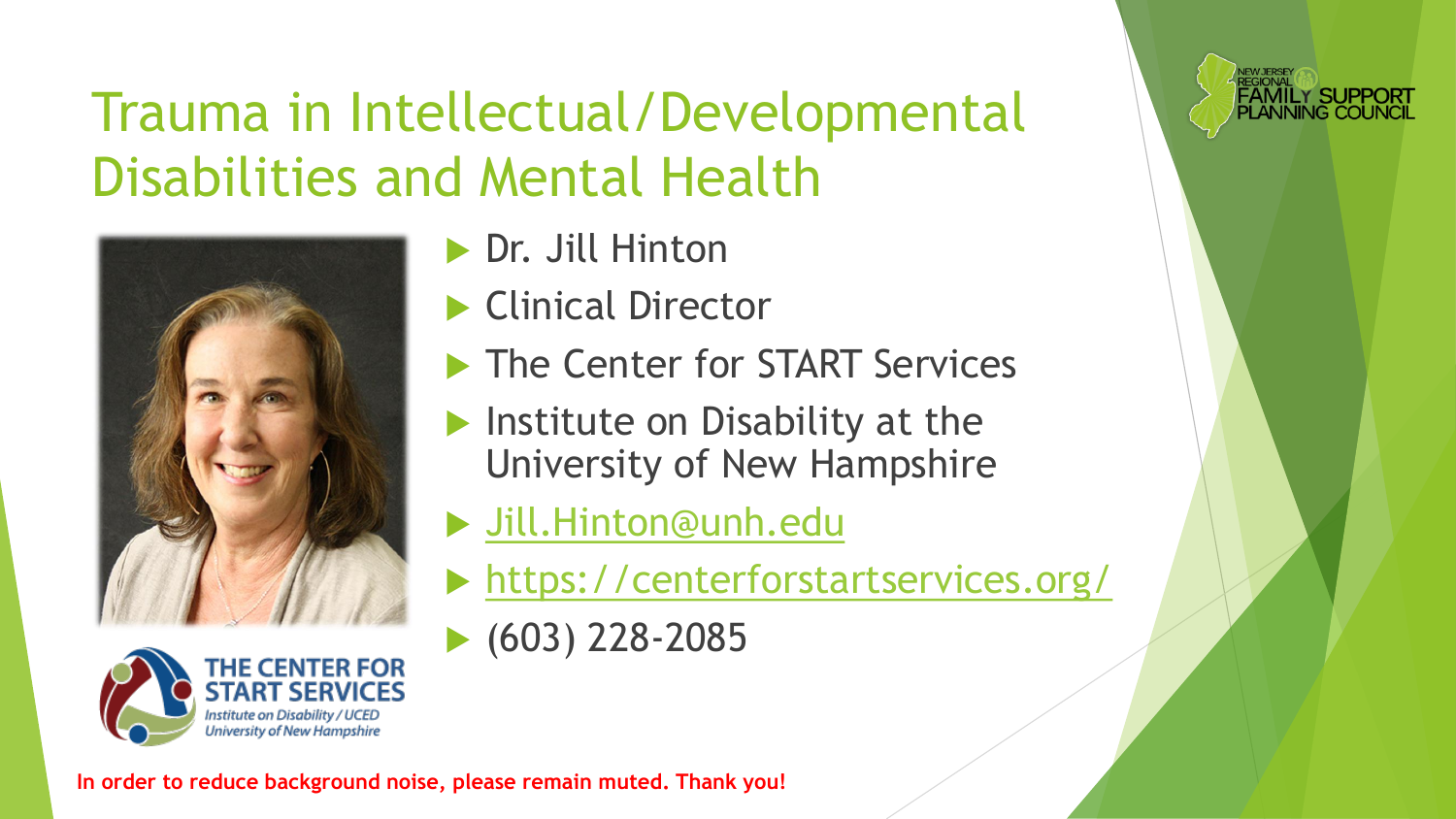# Trauma in Intellectual/Developmental Disabilities and Mental Health

- Dr. Jill Hinton
- Clinical Director
- The Center for START Services
- Institute on Disability at the University of New Hampshire
- Jill.Hinton@unh.edu
- https://centerforstartservices.org/
- (603) 228-2085

THE CENTER FOR START SERVICES
*Institute on Disability / UCED*
*University of New Hampshire*

NEW JERSEY REGIONAL FAMILY SUPPORT PLANNING COUNCIL

**In order to reduce background noise, please remain muted. Thank you!**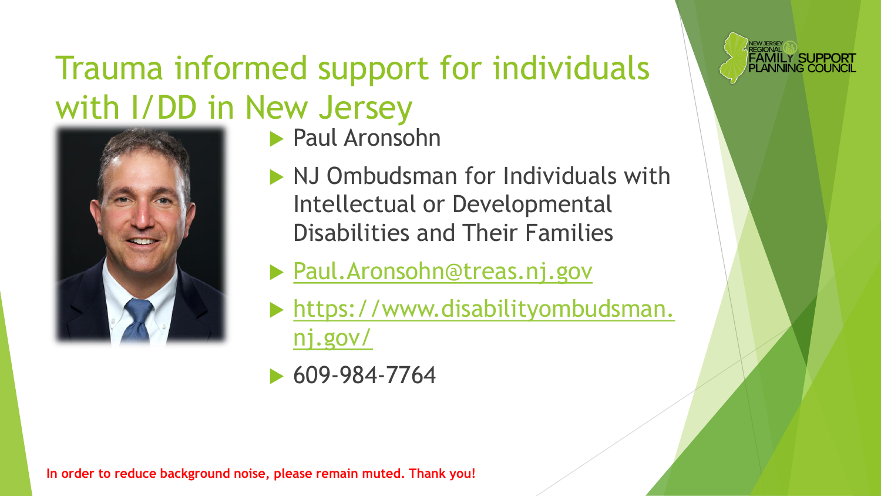# Trauma informed support for individuals with I/DD in New Jersey

- Paul Aronsohn
- NJ Ombudsman for Individuals with Intellectual or Developmental Disabilities and Their Families
- [Paul.Aronsohn@treas.nj.gov](mailto:Paul.Aronsohn@treas.nj.gov)
- [https://www.disabilityombudsman.nj.gov/](https://www.disabilityombudsman.nj.gov/)
- 609-984-7764

NEW JERSEY REGIONAL FAMILY SUPPORT PLANNING COUNCIL

**In order to reduce background noise, please remain muted. Thank you!**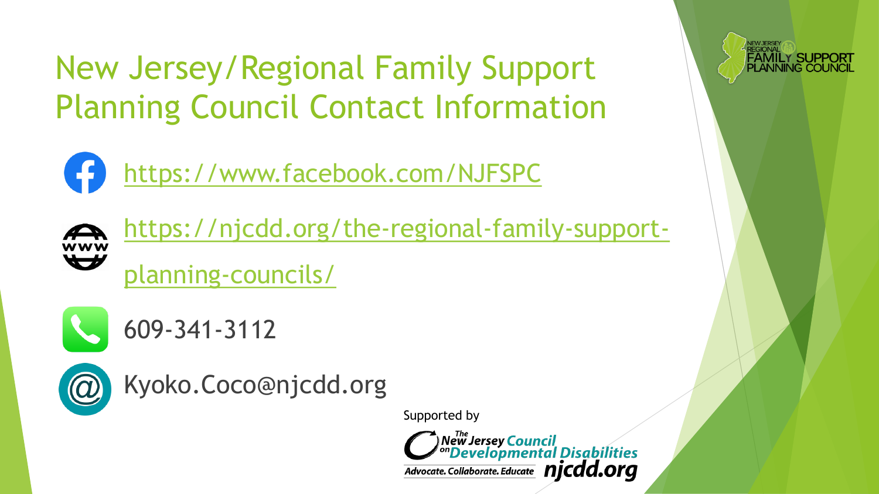# New Jersey/Regional Family Support Planning Council Contact Information

https://www.facebook.com/NJFSPC

https://njcdd.org/the-regional-family-support-planning-councils/

609-341-3112

Kyoko.Coco@njcdd.org

Supported by

The New Jersey Council on Developmental Disabilities

Advocate. Collaborate. Educate njcdd.org